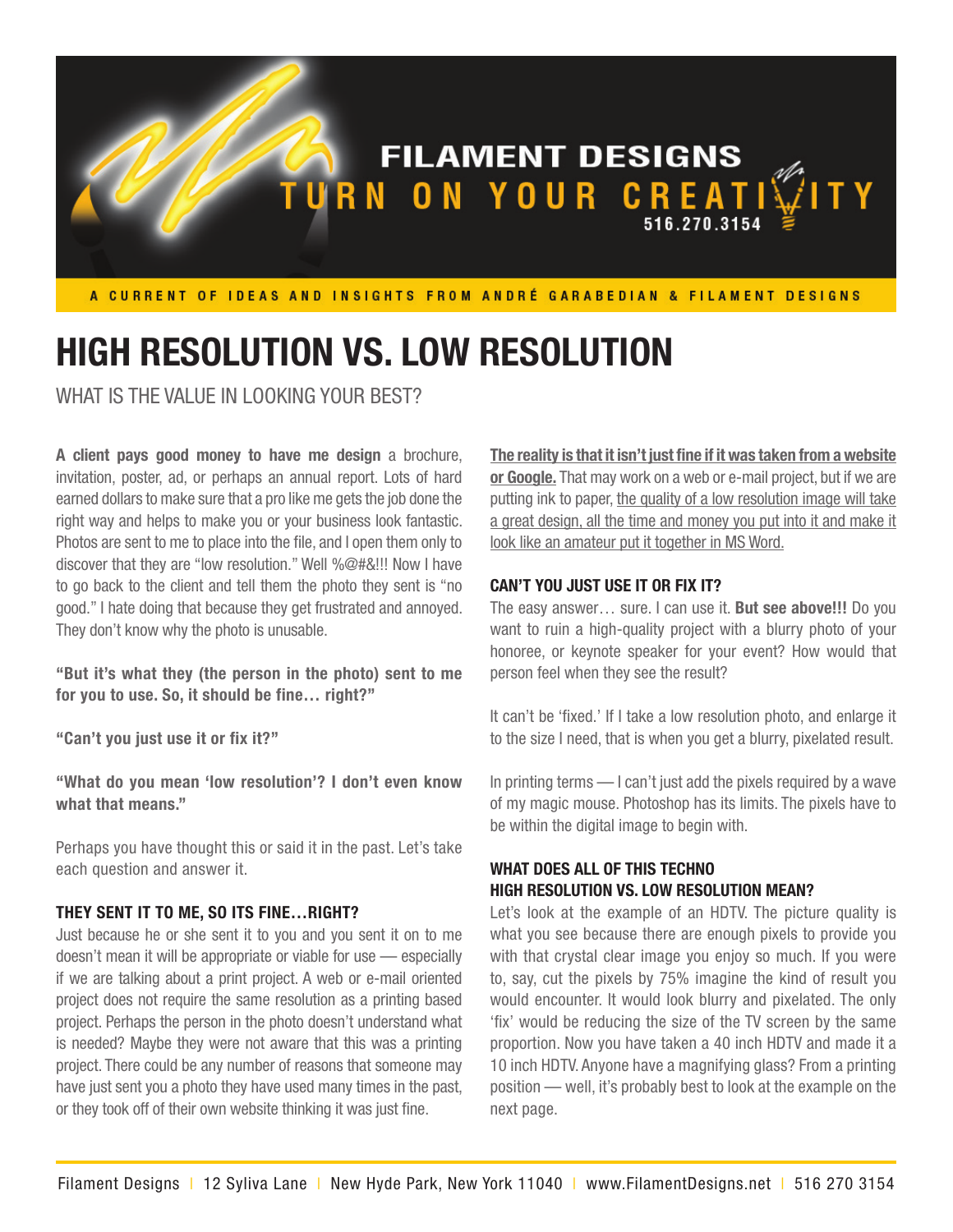FILAMENT DESIGNS

TURN ON YOUR CREATIVITY

516.270.3154

A CURRENT OF IDEAS AND INSIGHTS FROM ANDRÉ GARABEDIAN & FILAMENT DESIGNS

# HIGH RESOLUTION VS. LOW RESOLUTION

WHAT IS THE VALUE IN LOOKING YOUR BEST?

**A client pays good money to have me design** a brochure, invitation, poster, ad, or perhaps an annual report. Lots of hard earned dollars to make sure that a pro like me gets the job done the right way and helps to make you or your business look fantastic. Photos are sent to me to place into the file, and I open them only to discover that they are "low resolution." Well %@#&!!! Now I have to go back to the client and tell them the photo they sent is "no good." I hate doing that because they get frustrated and annoyed. They don't know why the photo is unusable.

**"But it's what they (the person in the photo) sent to me for you to use. So, it should be fine… right?"**

**"Can't you just use it or fix it?"**

**"What do you mean 'low resolution'? I don't even know what that means."**

Perhaps you have thought this or said it in the past. Let's take each question and answer it.

### THEY SENT IT TO ME, SO ITS FINE…RIGHT?

Just because he or she sent it to you and you sent it on to me doesn't mean it will be appropriate or viable for use — especially if we are talking about a print project. A web or e-mail oriented project does not require the same resolution as a printing based project. Perhaps the person in the photo doesn't understand what is needed? Maybe they were not aware that this was a printing project. There could be any number of reasons that someone may have just sent you a photo they have used many times in the past, or they took off of their own website thinking it was just fine.

**The reality is that it isn't just fine if it was taken from a website or Google.** That may work on a web or e-mail project, but if we are putting ink to paper, the quality of a low resolution image will take a great design, all the time and money you put into it and make it look like an amateur put it together in MS Word.

### CAN'T YOU JUST USE IT OR FIX IT?

The easy answer… sure. I can use it. **But see above!!!** Do you want to ruin a high-quality project with a blurry photo of your honoree, or keynote speaker for your event? How would that person feel when they see the result?

It can't be 'fixed.' If I take a low resolution photo, and enlarge it to the size I need, that is when you get a blurry, pixelated result.

In printing terms — I can't just add the pixels required by a wave of my magic mouse. Photoshop has its limits. The pixels have to be within the digital image to begin with.

### WHAT DOES ALL OF THIS TECHNO HIGH RESOLUTION VS. LOW RESOLUTION MEAN?

Let's look at the example of an HDTV. The picture quality is what you see because there are enough pixels to provide you with that crystal clear image you enjoy so much. If you were to, say, cut the pixels by 75% imagine the kind of result you would encounter. It would look blurry and pixelated. The only 'fix' would be reducing the size of the TV screen by the same proportion. Now you have taken a 40 inch HDTV and made it a 10 inch HDTV. Anyone have a magnifying glass? From a printing position — well, it's probably best to look at the example on the next page.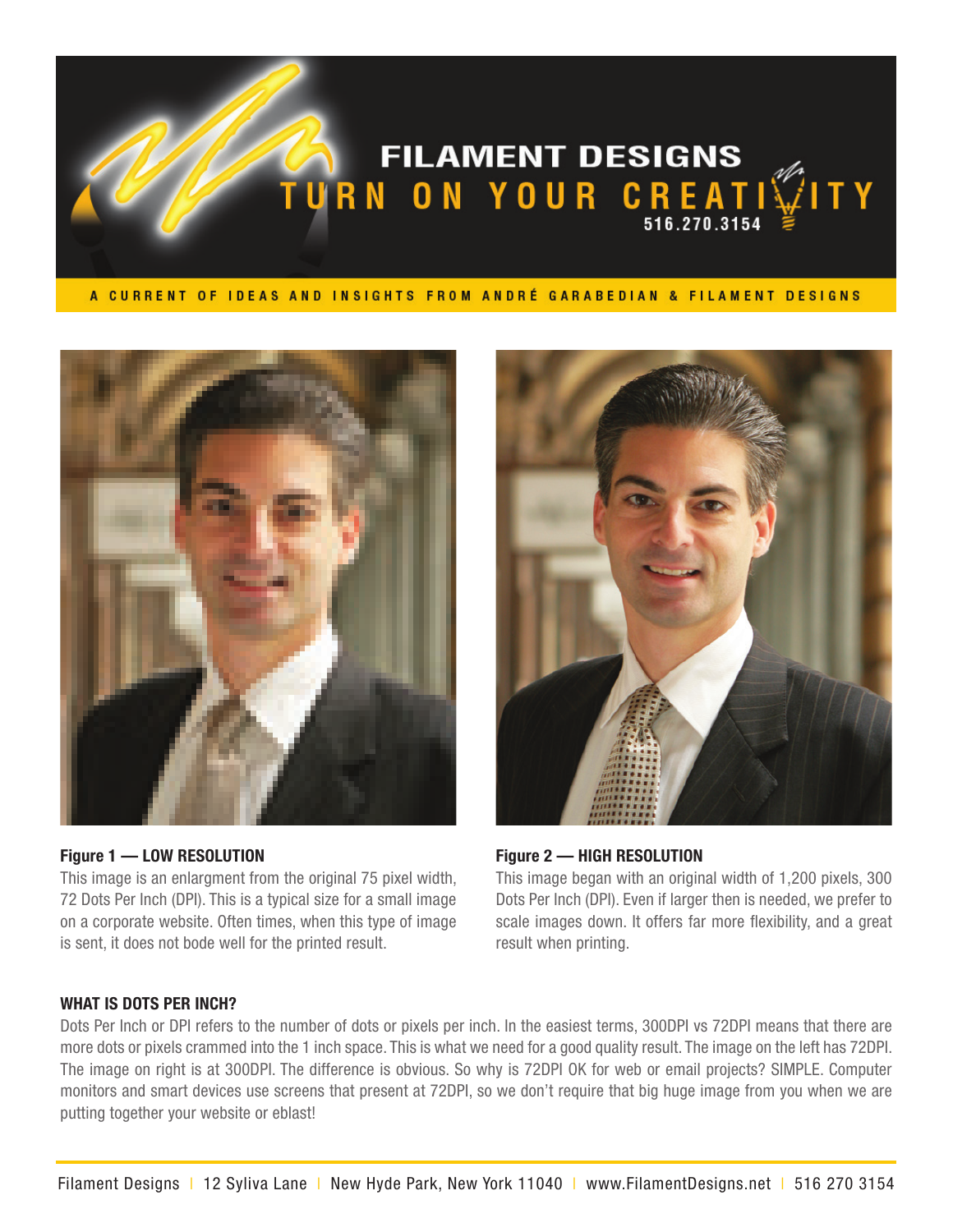# FILAMENT DESIGNS

TURN ON YOUR CREATIVITY

516.270.3154

A CURRENT OF IDEAS AND INSIGHTS FROM ANDRÉ GARABEDIAN & FILAMENT DESIGNS

**Figure 1 — LOW RESOLUTION**
This image is an enlargment from the original 75 pixel width, 72 Dots Per Inch (DPI). This is a typical size for a small image on a corporate website. Often times, when this type of image is sent, it does not bode well for the printed result.

**Figure 2 — HIGH RESOLUTION**
This image began with an original width of 1,200 pixels, 300 Dots Per Inch (DPI). Even if larger then is needed, we prefer to scale images down. It offers far more flexibility, and a great result when printing.

### WHAT IS DOTS PER INCH?

Dots Per Inch or DPI refers to the number of dots or pixels per inch. In the easiest terms, 300DPI vs 72DPI means that there are more dots or pixels crammed into the 1 inch space. This is what we need for a good quality result. The image on the left has 72DPI. The image on right is at 300DPI. The difference is obvious. So why is 72DPI OK for web or email projects? SIMPLE. Computer monitors and smart devices use screens that present at 72DPI, so we don't require that big huge image from you when we are putting together your website or eblast!

Filament Designs | 12 Syliva Lane | New Hyde Park, New York 11040 | www.FilamentDesigns.net | 516 270 3154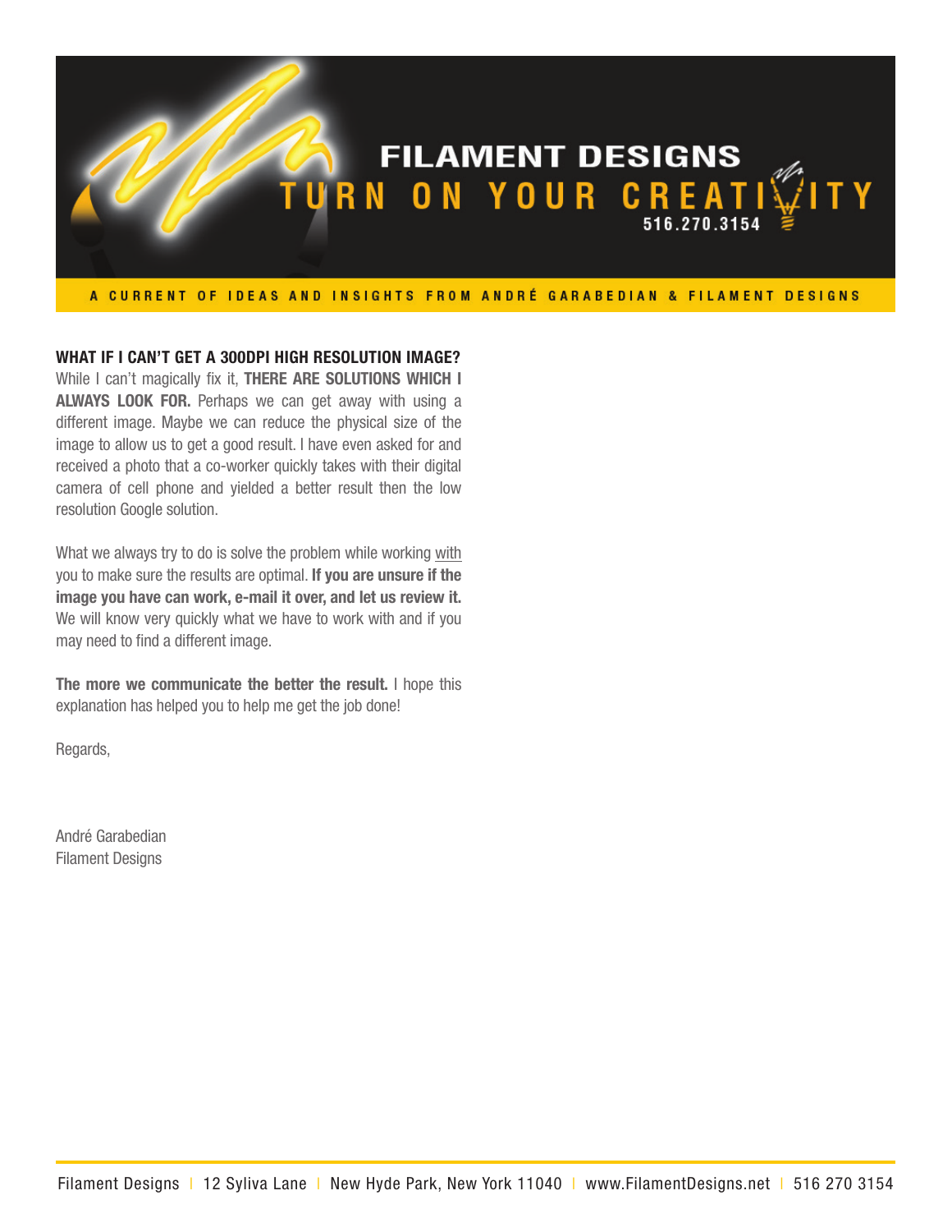**WHAT IF I CAN'T GET A 300DPI HIGH RESOLUTION IMAGE?**

While I can't magically fix it, **THERE ARE SOLUTIONS WHICH I ALWAYS LOOK FOR.** Perhaps we can get away with using a different image. Maybe we can reduce the physical size of the image to allow us to get a good result. I have even asked for and received a photo that a co-worker quickly takes with their digital camera of cell phone and yielded a better result then the low resolution Google solution.

What we always try to do is solve the problem while working with you to make sure the results are optimal. **If you are unsure if the image you have can work, e-mail it over, and let us review it.** We will know very quickly what we have to work with and if you may need to find a different image.

**The more we communicate the better the result.** I hope this explanation has helped you to help me get the job done!

Regards,

André Garabedian
Filament Designs